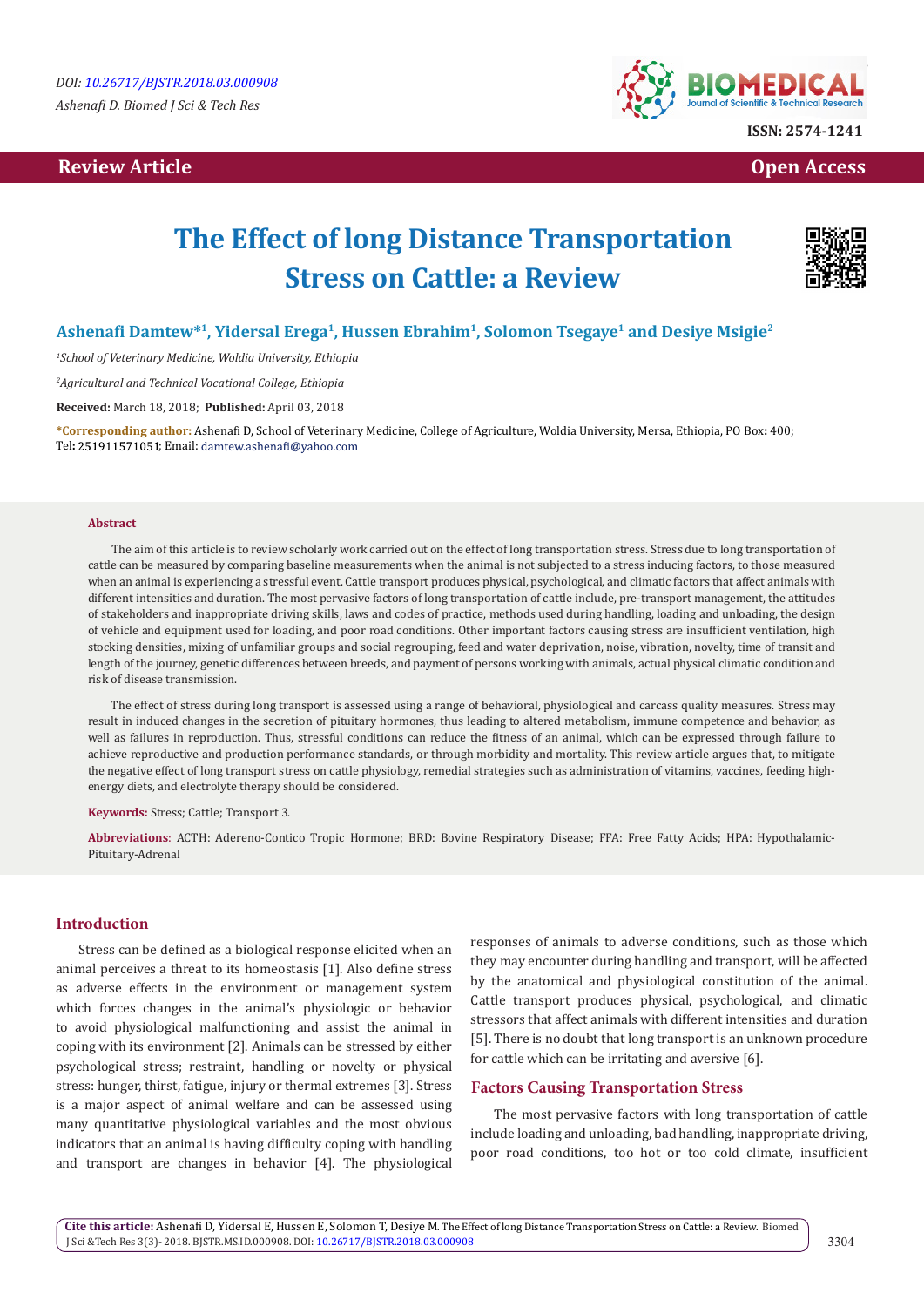DOI: 10.26717/BJSTR.2018.03.000908

Ashenafi D. Biomed J Sci & Tech Res

ISSN: 2574-1241

**Review Article** **Open Access**

# The Effect of long Distance Transportation Stress on Cattle: a Review

**Ashenafi Damtew*[1], Yidersal Erega[1], Hussen Ebrahim[1], Solomon Tsegaye[1] and Desiye Msigie[2]**

[1]School of Veterinary Medicine, Woldia University, Ethiopia

[2]Agricultural and Technical Vocational College, Ethiopia

**Received:** March 18, 2018; **Published:** April 03, 2018

***Corresponding author:** Ashenafi D, School of Veterinary Medicine, College of Agriculture, Woldia University, Mersa, Ethiopia, PO Box: 400; Tel: 251911571051; Email: damtew.ashenafi@yahoo.com

### Abstract

The aim of this article is to review scholarly work carried out on the effect of long transportation stress. Stress due to long transportation of cattle can be measured by comparing baseline measurements when the animal is not subjected to a stress inducing factors, to those measured when an animal is experiencing a stressful event. Cattle transport produces physical, psychological, and climatic factors that affect animals with different intensities and duration. The most pervasive factors of long transportation of cattle include, pre-transport management, the attitudes of stakeholders and inappropriate driving skills, laws and codes of practice, methods used during handling, loading and unloading, the design of vehicle and equipment used for loading, and poor road conditions. Other important factors causing stress are insufficient ventilation, high stocking densities, mixing of unfamiliar groups and social regrouping, feed and water deprivation, noise, vibration, novelty, time of transit and length of the journey, genetic differences between breeds, and payment of persons working with animals, actual physical climatic condition and risk of disease transmission.

The effect of stress during long transport is assessed using a range of behavioral, physiological and carcass quality measures. Stress may result in induced changes in the secretion of pituitary hormones, thus leading to altered metabolism, immune competence and behavior, as well as failures in reproduction. Thus, stressful conditions can reduce the fitness of an animal, which can be expressed through failure to achieve reproductive and production performance standards, or through morbidity and mortality. This review article argues that, to mitigate the negative effect of long transport stress on cattle physiology, remedial strategies such as administration of vitamins, vaccines, feeding high-energy diets, and electrolyte therapy should be considered.

**Keywords:** Stress; Cattle; Transport 3.

**Abbreviations**: ACTH: Adereno-Contico Tropic Hormone; BRD: Bovine Respiratory Disease; FFA: Free Fatty Acids; HPA: Hypothalamic-Pituitary-Adrenal

## Introduction

Stress can be defined as a biological response elicited when an animal perceives a threat to its homeostasis [1]. Also define stress as adverse effects in the environment or management system which forces changes in the animal's physiologic or behavior to avoid physiological malfunctioning and assist the animal in coping with its environment [2]. Animals can be stressed by either psychological stress; restraint, handling or novelty or physical stress: hunger, thirst, fatigue, injury or thermal extremes [3]. Stress is a major aspect of animal welfare and can be assessed using many quantitative physiological variables and the most obvious indicators that an animal is having difficulty coping with handling and transport are changes in behavior [4]. The physiological responses of animals to adverse conditions, such as those which they may encounter during handling and transport, will be affected by the anatomical and physiological constitution of the animal. Cattle transport produces physical, psychological, and climatic stressors that affect animals with different intensities and duration [5]. There is no doubt that long transport is an unknown procedure for cattle which can be irritating and aversive [6].

## Factors Causing Transportation Stress

The most pervasive factors with long transportation of cattle include loading and unloading, bad handling, inappropriate driving, poor road conditions, too hot or too cold climate, insufficient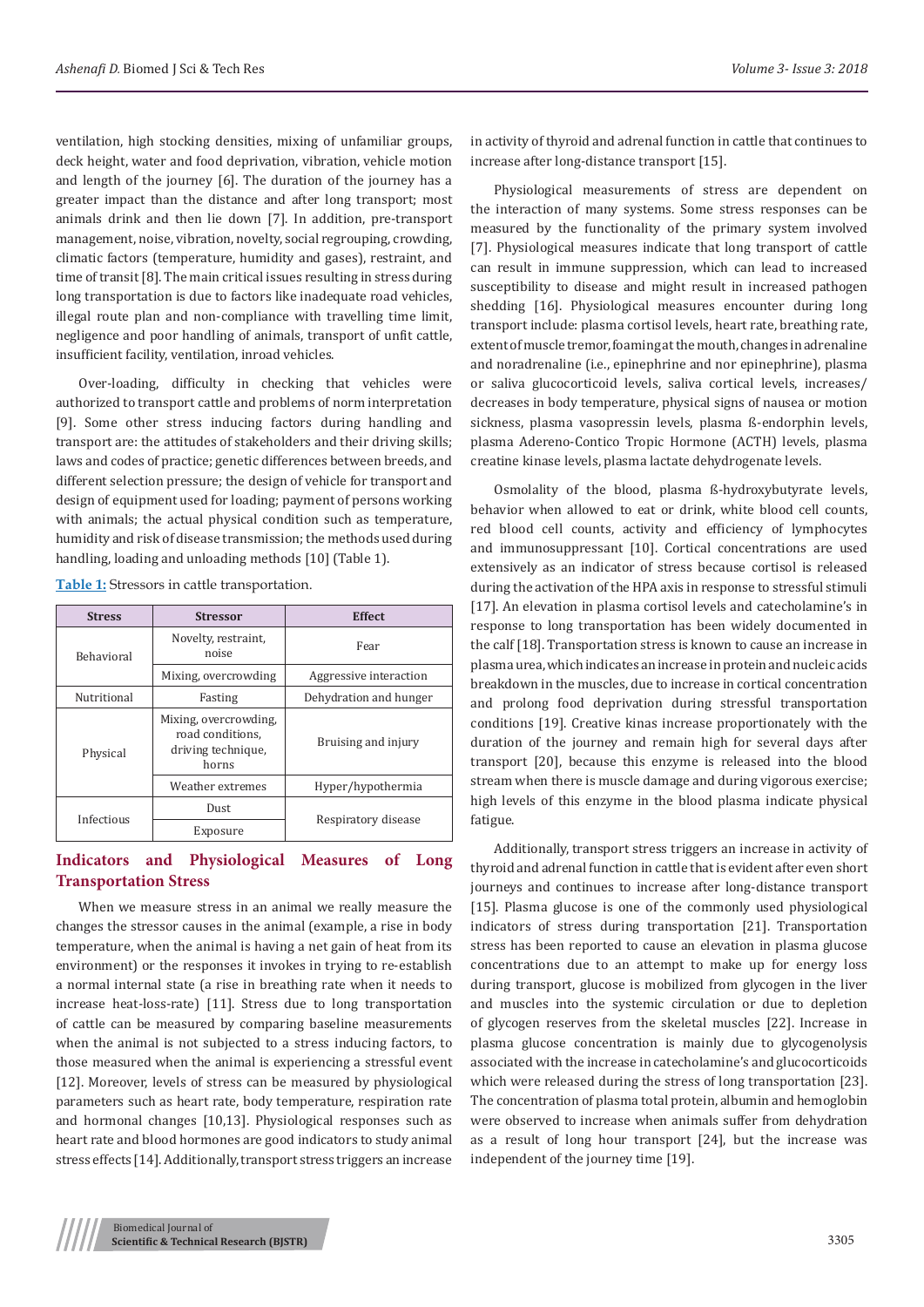ventilation, high stocking densities, mixing of unfamiliar groups, deck height, water and food deprivation, vibration, vehicle motion and length of the journey [6]. The duration of the journey has a greater impact than the distance and after long transport; most animals drink and then lie down [7]. In addition, pre-transport management, noise, vibration, novelty, social regrouping, crowding, climatic factors (temperature, humidity and gases), restraint, and time of transit [8]. The main critical issues resulting in stress during long transportation is due to factors like inadequate road vehicles, illegal route plan and non-compliance with travelling time limit, negligence and poor handling of animals, transport of unfit cattle, insufficient facility, ventilation, inroad vehicles.

Over-loading, difficulty in checking that vehicles were authorized to transport cattle and problems of norm interpretation [9]. Some other stress inducing factors during handling and transport are: the attitudes of stakeholders and their driving skills; laws and codes of practice; genetic differences between breeds, and different selection pressure; the design of vehicle for transport and design of equipment used for loading; payment of persons working with animals; the actual physical condition such as temperature, humidity and risk of disease transmission; the methods used during handling, loading and unloading methods [10] (Table 1).

**Table 1:** Stressors in cattle transportation.

| Stress | Stressor | Effect |
|---|---|---|
| Behavioral | Novelty, restraint, noise | Fear |
| | Mixing, overcrowding | Aggressive interaction |
| Nutritional | Fasting | Dehydration and hunger |
| Physical | Mixing, overcrowding, road conditions, driving technique, horns | Bruising and injury |
| | Weather extremes | Hyper/hypothermia |
| Infectious | Dust | Respiratory disease |
| | Exposure | |

## Indicators and Physiological Measures of Long Transportation Stress

When we measure stress in an animal we really measure the changes the stressor causes in the animal (example, a rise in body temperature, when the animal is having a net gain of heat from its environment) or the responses it invokes in trying to re-establish a normal internal state (a rise in breathing rate when it needs to increase heat-loss-rate) [11]. Stress due to long transportation of cattle can be measured by comparing baseline measurements when the animal is not subjected to a stress inducing factors, to those measured when the animal is experiencing a stressful event [12]. Moreover, levels of stress can be measured by physiological parameters such as heart rate, body temperature, respiration rate and hormonal changes [10,13]. Physiological responses such as heart rate and blood hormones are good indicators to study animal stress effects [14]. Additionally, transport stress triggers an increase in activity of thyroid and adrenal function in cattle that continues to increase after long-distance transport [15].

Physiological measurements of stress are dependent on the interaction of many systems. Some stress responses can be measured by the functionality of the primary system involved [7]. Physiological measures indicate that long transport of cattle can result in immune suppression, which can lead to increased susceptibility to disease and might result in increased pathogen shedding [16]. Physiological measures encounter during long transport include: plasma cortisol levels, heart rate, breathing rate, extent of muscle tremor, foaming at the mouth, changes in adrenaline and noradrenaline (i.e., epinephrine and nor epinephrine), plasma or saliva glucocorticoid levels, saliva cortical levels, increases/decreases in body temperature, physical signs of nausea or motion sickness, plasma vasopressin levels, plasma ß-endorphin levels, plasma Adereno-Contico Tropic Hormone (ACTH) levels, plasma creatine kinase levels, plasma lactate dehydrogenate levels.

Osmolality of the blood, plasma ß-hydroxybutyrate levels, behavior when allowed to eat or drink, white blood cell counts, red blood cell counts, activity and efficiency of lymphocytes and immunosuppressant [10]. Cortical concentrations are used extensively as an indicator of stress because cortisol is released during the activation of the HPA axis in response to stressful stimuli [17]. An elevation in plasma cortisol levels and catecholamine's in response to long transportation has been widely documented in the calf [18]. Transportation stress is known to cause an increase in plasma urea, which indicates an increase in protein and nucleic acids breakdown in the muscles, due to increase in cortical concentration and prolong food deprivation during stressful transportation conditions [19]. Creative kinas increase proportionately with the duration of the journey and remain high for several days after transport [20], because this enzyme is released into the blood stream when there is muscle damage and during vigorous exercise; high levels of this enzyme in the blood plasma indicate physical fatigue.

Additionally, transport stress triggers an increase in activity of thyroid and adrenal function in cattle that is evident after even short journeys and continues to increase after long-distance transport [15]. Plasma glucose is one of the commonly used physiological indicators of stress during transportation [21]. Transportation stress has been reported to cause an elevation in plasma glucose concentrations due to an attempt to make up for energy loss during transport, glucose is mobilized from glycogen in the liver and muscles into the systemic circulation or due to depletion of glycogen reserves from the skeletal muscles [22]. Increase in plasma glucose concentration is mainly due to glycogenolysis associated with the increase in catecholamine's and glucocorticoids which were released during the stress of long transportation [23]. The concentration of plasma total protein, albumin and hemoglobin were observed to increase when animals suffer from dehydration as a result of long hour transport [24], but the increase was independent of the journey time [19].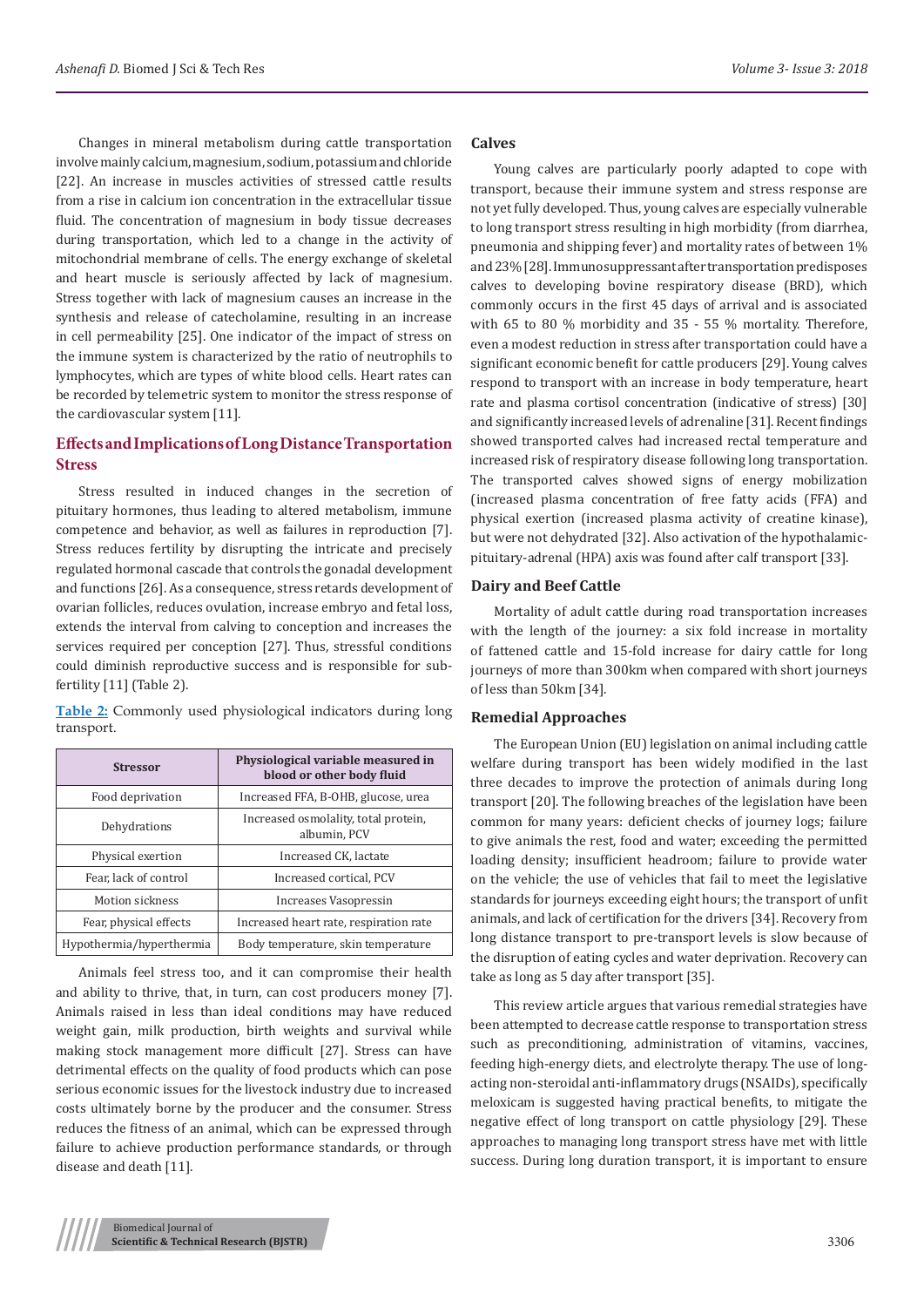Changes in mineral metabolism during cattle transportation involve mainly calcium, magnesium, sodium, potassium and chloride [22]. An increase in muscles activities of stressed cattle results from a rise in calcium ion concentration in the extracellular tissue fluid. The concentration of magnesium in body tissue decreases during transportation, which led to a change in the activity of mitochondrial membrane of cells. The energy exchange of skeletal and heart muscle is seriously affected by lack of magnesium. Stress together with lack of magnesium causes an increase in the synthesis and release of catecholamine, resulting in an increase in cell permeability [25]. One indicator of the impact of stress on the immune system is characterized by the ratio of neutrophils to lymphocytes, which are types of white blood cells. Heart rates can be recorded by telemetric system to monitor the stress response of the cardiovascular system [11].

## Effects and Implications of Long Distance Transportation Stress

Stress resulted in induced changes in the secretion of pituitary hormones, thus leading to altered metabolism, immune competence and behavior, as well as failures in reproduction [7]. Stress reduces fertility by disrupting the intricate and precisely regulated hormonal cascade that controls the gonadal development and functions [26]. As a consequence, stress retards development of ovarian follicles, reduces ovulation, increase embryo and fetal loss, extends the interval from calving to conception and increases the services required per conception [27]. Thus, stressful conditions could diminish reproductive success and is responsible for sub-fertility [11] (Table 2).

**Table 2:** Commonly used physiological indicators during long transport.

| Stressor | Physiological variable measured in blood or other body fluid |
|---|---|
| Food deprivation | Increased FFA, B-OHB, glucose, urea |
| Dehydrations | Increased osmolality, total protein, albumin, PCV |
| Physical exertion | Increased CK, lactate |
| Fear, lack of control | Increased cortical, PCV |
| Motion sickness | Increases Vasopressin |
| Fear, physical effects | Increased heart rate, respiration rate |
| Hypothermia/hyperthermia | Body temperature, skin temperature |

Animals feel stress too, and it can compromise their health and ability to thrive, that, in turn, can cost producers money [7]. Animals raised in less than ideal conditions may have reduced weight gain, milk production, birth weights and survival while making stock management more difficult [27]. Stress can have detrimental effects on the quality of food products which can pose serious economic issues for the livestock industry due to increased costs ultimately borne by the producer and the consumer. Stress reduces the fitness of an animal, which can be expressed through failure to achieve production performance standards, or through disease and death [11].

### Calves

Young calves are particularly poorly adapted to cope with transport, because their immune system and stress response are not yet fully developed. Thus, young calves are especially vulnerable to long transport stress resulting in high morbidity (from diarrhea, pneumonia and shipping fever) and mortality rates of between 1% and 23% [28]. Immunosuppressant after transportation predisposes calves to developing bovine respiratory disease (BRD), which commonly occurs in the first 45 days of arrival and is associated with 65 to 80 % morbidity and 35 - 55 % mortality. Therefore, even a modest reduction in stress after transportation could have a significant economic benefit for cattle producers [29]. Young calves respond to transport with an increase in body temperature, heart rate and plasma cortisol concentration (indicative of stress) [30] and significantly increased levels of adrenaline [31]. Recent findings showed transported calves had increased rectal temperature and increased risk of respiratory disease following long transportation. The transported calves showed signs of energy mobilization (increased plasma concentration of free fatty acids (FFA) and physical exertion (increased plasma activity of creatine kinase), but were not dehydrated [32]. Also activation of the hypothalamic-pituitary-adrenal (HPA) axis was found after calf transport [33].

### Dairy and Beef Cattle

Mortality of adult cattle during road transportation increases with the length of the journey: a six fold increase in mortality of fattened cattle and 15-fold increase for dairy cattle for long journeys of more than 300km when compared with short journeys of less than 50km [34].

### Remedial Approaches

The European Union (EU) legislation on animal including cattle welfare during transport has been widely modified in the last three decades to improve the protection of animals during long transport [20]. The following breaches of the legislation have been common for many years: deficient checks of journey logs; failure to give animals the rest, food and water; exceeding the permitted loading density; insufficient headroom; failure to provide water on the vehicle; the use of vehicles that fail to meet the legislative standards for journeys exceeding eight hours; the transport of unfit animals, and lack of certification for the drivers [34]. Recovery from long distance transport to pre-transport levels is slow because of the disruption of eating cycles and water deprivation. Recovery can take as long as 5 day after transport [35].

This review article argues that various remedial strategies have been attempted to decrease cattle response to transportation stress such as preconditioning, administration of vitamins, vaccines, feeding high-energy diets, and electrolyte therapy. The use of long-acting non-steroidal anti-inflammatory drugs (NSAIDs), specifically meloxicam is suggested having practical benefits, to mitigate the negative effect of long transport on cattle physiology [29]. These approaches to managing long transport stress have met with little success. During long duration transport, it is important to ensure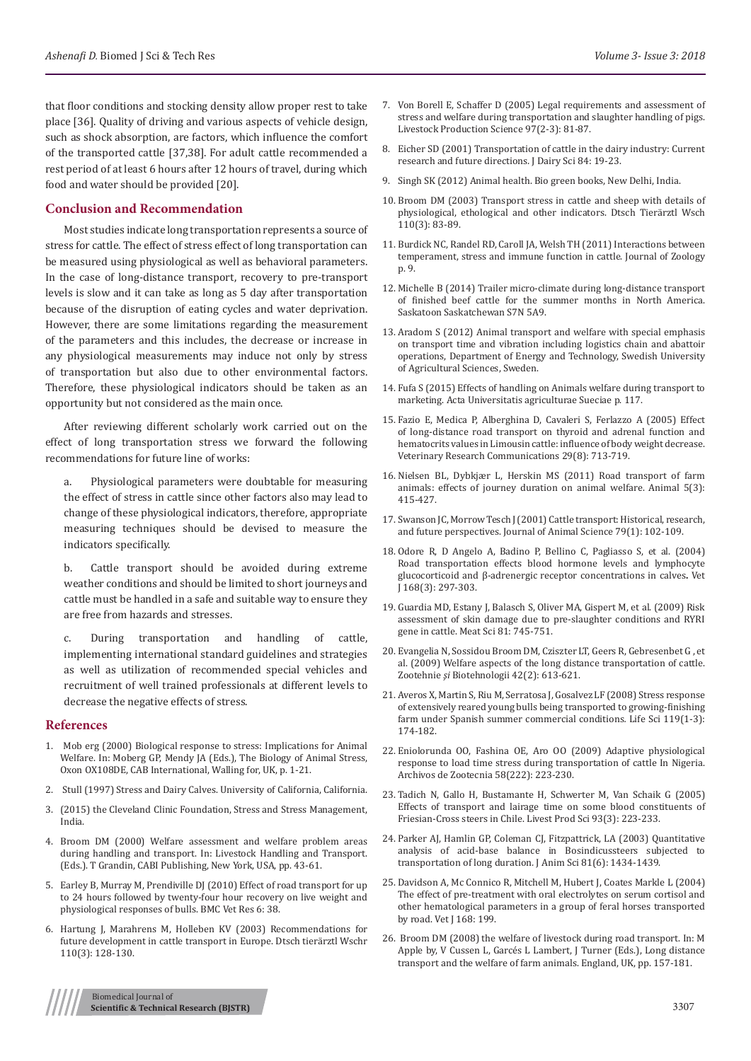that floor conditions and stocking density allow proper rest to take place [36]. Quality of driving and various aspects of vehicle design, such as shock absorption, are factors, which influence the comfort of the transported cattle [37,38]. For adult cattle recommended a rest period of at least 6 hours after 12 hours of travel, during which food and water should be provided [20].

## Conclusion and Recommendation

Most studies indicate long transportation represents a source of stress for cattle. The effect of stress effect of long transportation can be measured using physiological as well as behavioral parameters. In the case of long-distance transport, recovery to pre-transport levels is slow and it can take as long as 5 day after transportation because of the disruption of eating cycles and water deprivation. However, there are some limitations regarding the measurement of the parameters and this includes, the decrease or increase in any physiological measurements may induce not only by stress of transportation but also due to other environmental factors. Therefore, these physiological indicators should be taken as an opportunity but not considered as the main once.

After reviewing different scholarly work carried out on the effect of long transportation stress we forward the following recommendations for future line of works:

a. Physiological parameters were doubtable for measuring the effect of stress in cattle since other factors also may lead to change of these physiological indicators, therefore, appropriate measuring techniques should be devised to measure the indicators specifically.

b. Cattle transport should be avoided during extreme weather conditions and should be limited to short journeys and cattle must be handled in a safe and suitable way to ensure they are free from hazards and stresses.

c. During transportation and handling of cattle, implementing international standard guidelines and strategies as well as utilization of recommended special vehicles and recruitment of well trained professionals at different levels to decrease the negative effects of stress.

## References

1. Mob erg (2000) Biological response to stress: Implications for Animal Welfare. In: Moberg GP, Mendy JA (Eds.), The Biology of Animal Stress, Oxon OX108DE, CAB International, Walling for, UK, p. 1-21.
2. Stull (1997) Stress and Dairy Calves. University of California, California.
3. (2015) the Cleveland Clinic Foundation, Stress and Stress Management, India.
4. Broom DM (2000) Welfare assessment and welfare problem areas during handling and transport. In: Livestock Handling and Transport. (Eds.). T Grandin, CABI Publishing, New York, USA, pp. 43-61.
5. Earley B, Murray M, Prendiville DJ (2010) Effect of road transport for up to 24 hours followed by twenty-four hour recovery on live weight and physiological responses of bulls. BMC Vet Res 6: 38.
6. Hartung J, Marahrens M, Holleben KV (2003) Recommendations for future development in cattle transport in Europe. Dtsch tierärztl Wschr 110(3): 128-130.
7. Von Borell E, Schaffer D (2005) Legal requirements and assessment of stress and welfare during transportation and slaughter handling of pigs. Livestock Production Science 97(2-3): 81-87.
8. Eicher SD (2001) Transportation of cattle in the dairy industry: Current research and future directions. J Dairy Sci 84: 19-23.
9. Singh SK (2012) Animal health. Bio green books, New Delhi, India.
10. Broom DM (2003) Transport stress in cattle and sheep with details of physiological, ethological and other indicators. Dtsch Tierärztl Wsch 110(3): 83-89.
11. Burdick NC, Randel RD, Caroll JA, Welsh TH (2011) Interactions between temperament, stress and immune function in cattle. Journal of Zoology p. 9.
12. Michelle B (2014) Trailer micro-climate during long-distance transport of finished beef cattle for the summer months in North America. Saskatoon Saskatchewan S7N 5A9.
13. Aradom S (2012) Animal transport and welfare with special emphasis on transport time and vibration including logistics chain and abattoir operations, Department of Energy and Technology, Swedish University of Agricultural Sciences, Sweden.
14. Fufa S (2015) Effects of handling on Animals welfare during transport to marketing. Acta Universitatis agriculturae Sueciae p. 117.
15. Fazio E, Medica P, Alberghina D, Cavaleri S, Ferlazzo A (2005) Effect of long-distance road transport on thyroid and adrenal function and hematocrits values in Limousin cattle: influence of body weight decrease. Veterinary Research Communications 29(8): 713-719.
16. Nielsen BL, Dybkjær L, Herskin MS (2011) Road transport of farm animals: effects of journey duration on animal welfare. Animal 5(3): 415-427.
17. Swanson JC, Morrow Tesch J (2001) Cattle transport: Historical, research, and future perspectives. Journal of Animal Science 79(1): 102-109.
18. Odore R, D Angelo A, Badino P, Bellino C, Pagliasso S, et al. (2004) Road transportation effects blood hormone levels and lymphocyte glucocorticoid and β-adrenergic receptor concentrations in calves**.** Vet J 168(3): 297-303.
19. Guardia MD, Estany J, Balasch S, Oliver MA, Gispert M, et al. (2009) Risk assessment of skin damage due to pre-slaughter conditions and RYRI gene in cattle. Meat Sci 81: 745-751.
20. Evangelia N, Sossidou Broom DM, Cziszter LT, Geers R, Gebresenbet G , et al. (2009) Welfare aspects of the long distance transportation of cattle. Zootehnie *şi* Biotehnologii 42(2): 613-621.
21. Averos X, Martin S, Riu M, Serratosa J, Gosalvez LF (2008) Stress response of extensively reared young bulls being transported to growing-finishing farm under Spanish summer commercial conditions. Life Sci 119(1-3): 174-182.
22. Eniolorunda OO, Fashina OE, Aro OO (2009) Adaptive physiological response to load time stress during transportation of cattle In Nigeria. Archivos de Zootecnia 58(222): 223-230.
23. Tadich N, Gallo H, Bustamante H, Schwerter M, Van Schaik G (2005) Effects of transport and lairage time on some blood constituents of Friesian-Cross steers in Chile. Livest Prod Sci 93(3): 223-233.
24. Parker AJ, Hamlin GP, Coleman CJ, Fitzpattrick, LA (2003) Quantitative analysis of acid-base balance in Bosindicussteers subjected to transportation of long duration. J Anim Sci 81(6): 1434-1439.
25. Davidson A, Mc Connico R, Mitchell M, Hubert J, Coates Markle L (2004) The effect of pre-treatment with oral electrolytes on serum cortisol and other hematological parameters in a group of feral horses transported by road. Vet J 168: 199.
26. Broom DM (2008) the welfare of livestock during road transport. In: M Apple by, V Cussen L, Garcés L Lambert, J Turner (Eds.), Long distance transport and the welfare of farm animals. England, UK, pp. 157-181.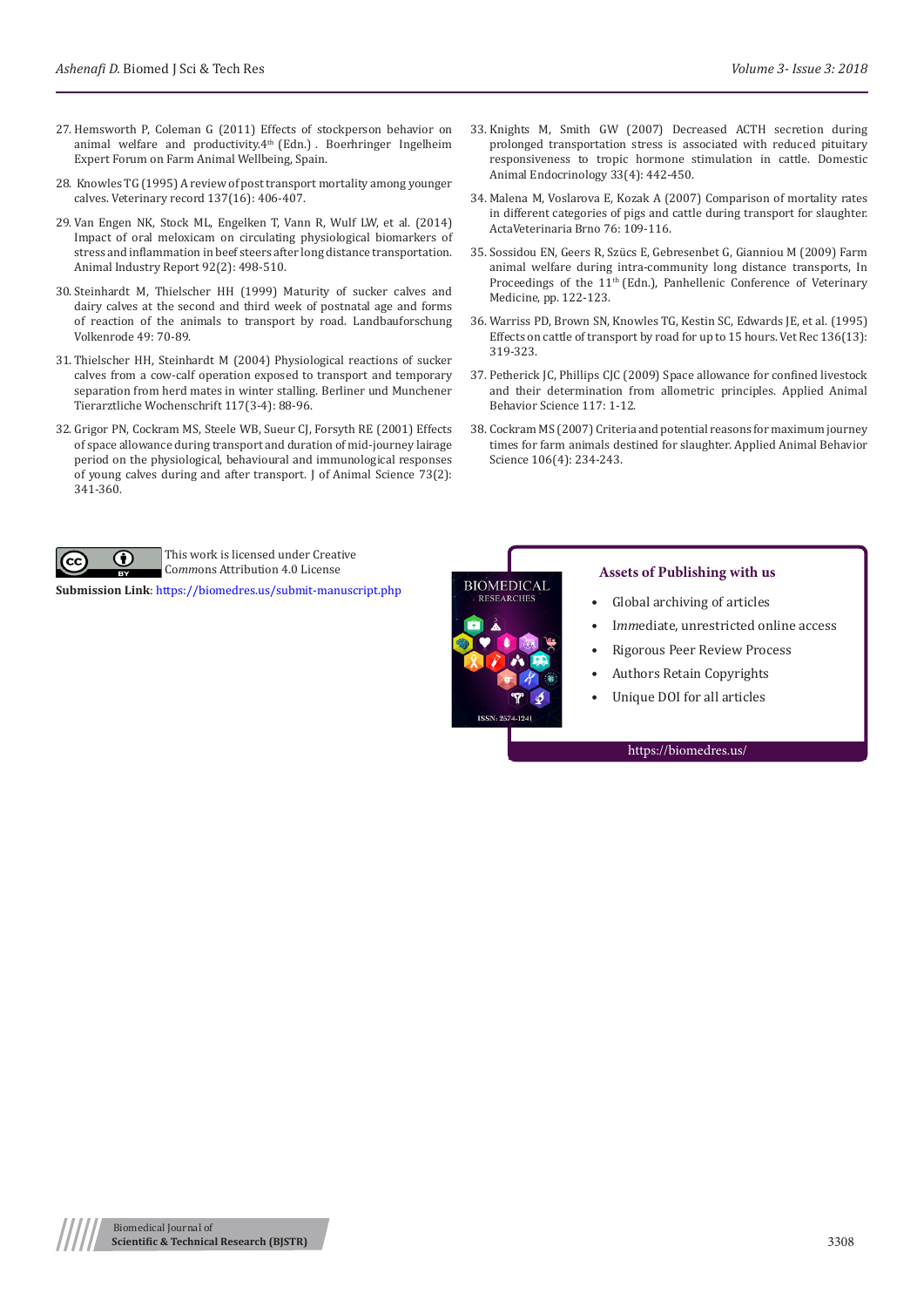27. Hemsworth P, Coleman G (2011) Effects of stockperson behavior on animal welfare and productivity.4th (Edn.) . Boerhringer Ingelheim Expert Forum on Farm Animal Wellbeing, Spain.
28. Knowles TG (1995) A review of post transport mortality among younger calves. Veterinary record 137(16): 406-407.
29. Van Engen NK, Stock ML, Engelken T, Vann R, Wulf LW, et al. (2014) Impact of oral meloxicam on circulating physiological biomarkers of stress and inflammation in beef steers after long distance transportation. Animal Industry Report 92(2): 498-510.
30. Steinhardt M, Thielscher HH (1999) Maturity of sucker calves and dairy calves at the second and third week of postnatal age and forms of reaction of the animals to transport by road. Landbauforschung Volkenrode 49: 70-89.
31. Thielscher HH, Steinhardt M (2004) Physiological reactions of sucker calves from a cow-calf operation exposed to transport and temporary separation from herd mates in winter stalling. Berliner und Munchener Tierarztliche Wochenschrift 117(3-4): 88-96.
32. Grigor PN, Cockram MS, Steele WB, Sueur CJ, Forsyth RE (2001) Effects of space allowance during transport and duration of mid-journey lairage period on the physiological, behavioural and immunological responses of young calves during and after transport. J of Animal Science 73(2): 341-360.
33. Knights M, Smith GW (2007) Decreased ACTH secretion during prolonged transportation stress is associated with reduced pituitary responsiveness to tropic hormone stimulation in cattle. Domestic Animal Endocrinology 33(4): 442-450.
34. Malena M, Voslarova E, Kozak A (2007) Comparison of mortality rates in different categories of pigs and cattle during transport for slaughter. ActaVeterinaria Brno 76: 109-116.
35. Sossidou EN, Geers R, Szücs E, Gebresenbet G, Gianniou M (2009) Farm animal welfare during intra-community long distance transports, In Proceedings of the 11th (Edn.), Panhellenic Conference of Veterinary Medicine, pp. 122-123.
36. Warriss PD, Brown SN, Knowles TG, Kestin SC, Edwards JE, et al. (1995) Effects on cattle of transport by road for up to 15 hours. Vet Rec 136(13): 319-323.
37. Petherick JC, Phillips CJC (2009) Space allowance for confined livestock and their determination from allometric principles. Applied Animal Behavior Science 117: 1-12.
38. Cockram MS (2007) Criteria and potential reasons for maximum journey times for farm animals destined for slaughter. Applied Animal Behavior Science 106(4): 234-243.

This work is licensed under Creative Commons Attribution 4.0 License

**Submission Link**: https://biomedres.us/submit-manuscript.php

### Assets of Publishing with us

- Global archiving of articles
- Immediate, unrestricted online access
- Rigorous Peer Review Process
- Authors Retain Copyrights
- Unique DOI for all articles

https://biomedres.us/